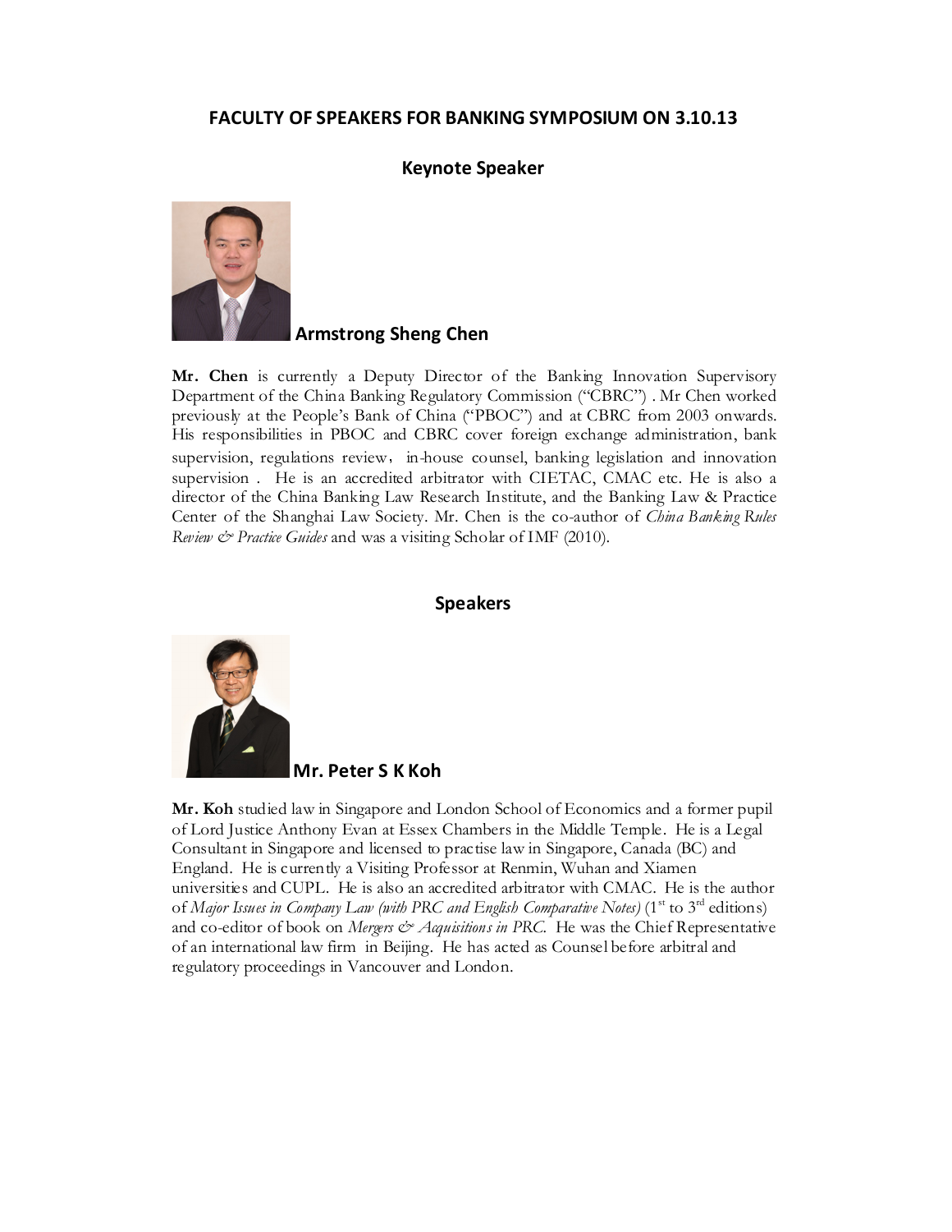# FACULTY OF SPEAKERS FOR BANKING SYMPOSIUM ON 3.10.13

## Keynote Speaker

### Armstrong Sheng Chen

**Mr. Chen** is currently a Deputy Director of the Banking Innovation Supervisory Department of the China Banking Regulatory Commission ("CBRC") . Mr Chen worked previously at the People's Bank of China ("PBOC") and at CBRC from 2003 onwards. His responsibilities in PBOC and CBRC cover foreign exchange administration, bank supervision, regulations review， in-house counsel, banking legislation and innovation supervision . He is an accredited arbitrator with CIETAC, CMAC etc. He is also a director of the China Banking Law Research Institute, and the Banking Law & Practice Center of the Shanghai Law Society. Mr. Chen is the co-author of *China Banking Rules Review & Practice Guides* and was a visiting Scholar of IMF (2010).

## Speakers

### Mr. Peter S K Koh

**Mr. Koh** studied law in Singapore and London School of Economics and a former pupil of Lord Justice Anthony Evan at Essex Chambers in the Middle Temple. He is a Legal Consultant in Singapore and licensed to practise law in Singapore, Canada (BC) and England. He is currently a Visiting Professor at Renmin, Wuhan and Xiamen universities and CUPL. He is also an accredited arbitrator with CMAC. He is the author of *Major Issues in Company Law (with PRC and English Comparative Notes)* (1st to 3rd editions) and co-editor of book on *Mergers & Acquisitions in PRC*. He was the Chief Representative of an international law firm in Beijing. He has acted as Counsel before arbitral and regulatory proceedings in Vancouver and London.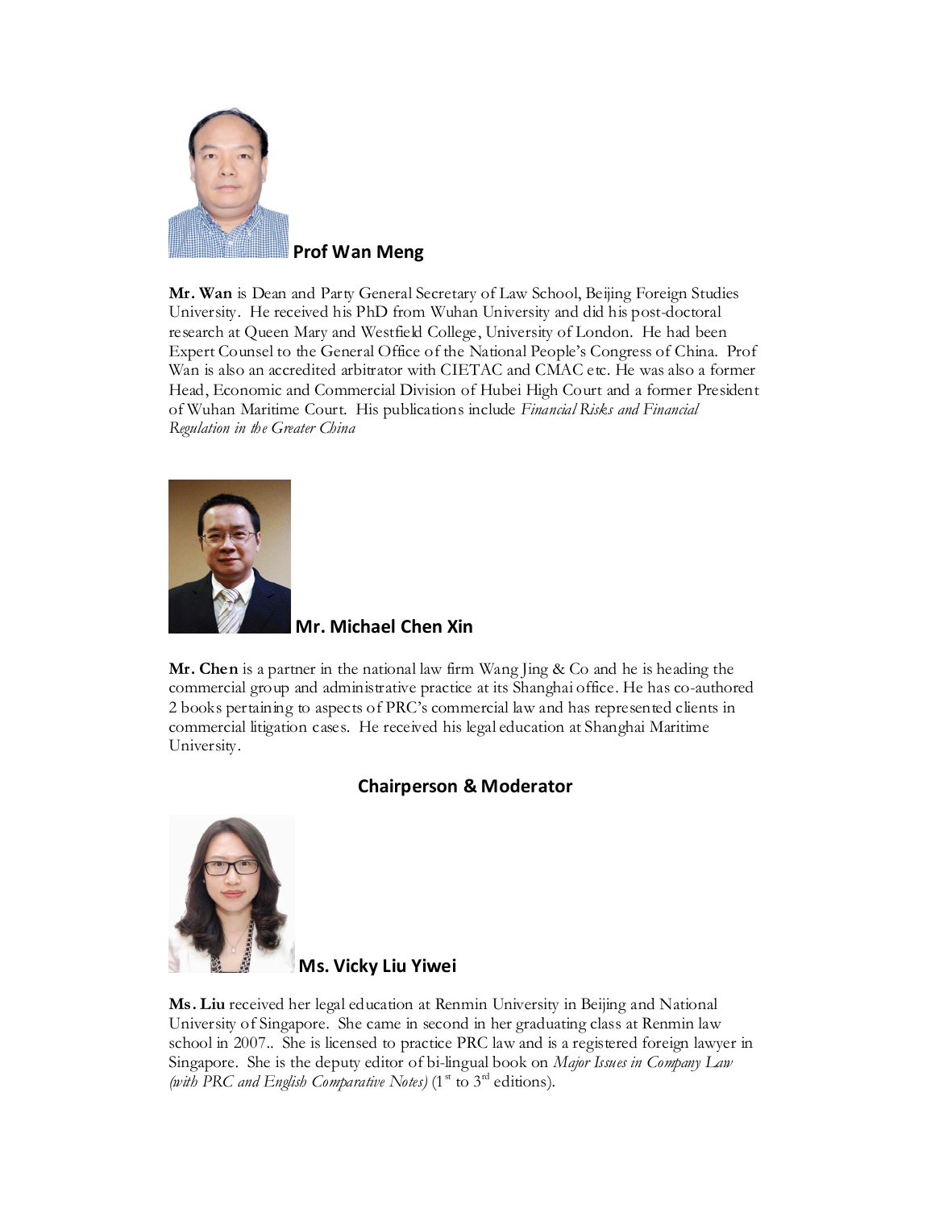**Prof Wan Meng**

**Mr. Wan** is Dean and Party General Secretary of Law School, Beijing Foreign Studies University. He received his PhD from Wuhan University and did his post-doctoral research at Queen Mary and Westfield College, University of London. He had been Expert Counsel to the General Office of the National People's Congress of China. Prof Wan is also an accredited arbitrator with CIETAC and CMAC etc. He was also a former Head, Economic and Commercial Division of Hubei High Court and a former President of Wuhan Maritime Court. His publications include *Financial Risks and Financial Regulation in the Greater China*

**Mr. Michael Chen Xin**

**Mr. Chen** is a partner in the national law firm Wang Jing & Co and he is heading the commercial group and administrative practice at its Shanghai office. He has co-authored 2 books pertaining to aspects of PRC's commercial law and has represented clients in commercial litigation cases. He received his legal education at Shanghai Maritime University.

## Chairperson & Moderator

**Ms. Vicky Liu Yiwei**

**Ms. Liu** received her legal education at Renmin University in Beijing and National University of Singapore. She came in second in her graduating class at Renmin law school in 2007.. She is licensed to practice PRC law and is a registered foreign lawyer in Singapore. She is the deputy editor of bi-lingual book on *Major Issues in Company Law (with PRC and English Comparative Notes)* (1st to 3rd editions).